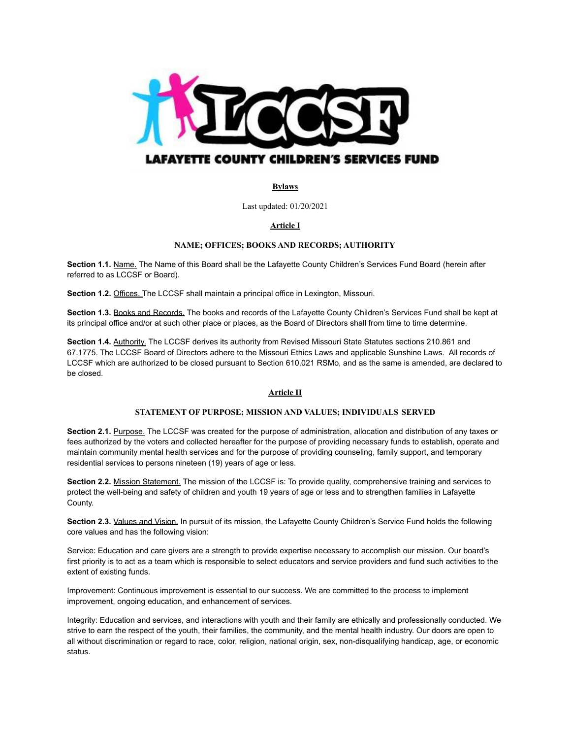LAFAYETTE COUNTY CHILDREN'S SERVICES FUND

# Bylaws

Last updated: 01/20/2021

## Article I

### NAME; OFFICES; BOOKS AND RECORDS; AUTHORITY

**Section 1.1.** Name. The Name of this Board shall be the Lafayette County Children's Services Fund Board (herein after referred to as LCCSF or Board).

**Section 1.2.** Offices. The LCCSF shall maintain a principal office in Lexington, Missouri.

**Section 1.3.** Books and Records. The books and records of the Lafayette County Children's Services Fund shall be kept at its principal office and/or at such other place or places, as the Board of Directors shall from time to time determine.

**Section 1.4.** Authority. The LCCSF derives its authority from Revised Missouri State Statutes sections 210.861 and 67.1775. The LCCSF Board of Directors adhere to the Missouri Ethics Laws and applicable Sunshine Laws. All records of LCCSF which are authorized to be closed pursuant to Section 610.021 RSMo, and as the same is amended, are declared to be closed.

## Article II

### STATEMENT OF PURPOSE; MISSION AND VALUES; INDIVIDUALS SERVED

**Section 2.1.** Purpose. The LCCSF was created for the purpose of administration, allocation and distribution of any taxes or fees authorized by the voters and collected hereafter for the purpose of providing necessary funds to establish, operate and maintain community mental health services and for the purpose of providing counseling, family support, and temporary residential services to persons nineteen (19) years of age or less.

**Section 2.2.** Mission Statement. The mission of the LCCSF is: To provide quality, comprehensive training and services to protect the well-being and safety of children and youth 19 years of age or less and to strengthen families in Lafayette County.

**Section 2.3.** Values and Vision. In pursuit of its mission, the Lafayette County Children's Service Fund holds the following core values and has the following vision:

Service: Education and care givers are a strength to provide expertise necessary to accomplish our mission. Our board's first priority is to act as a team which is responsible to select educators and service providers and fund such activities to the extent of existing funds.

Improvement: Continuous improvement is essential to our success. We are committed to the process to implement improvement, ongoing education, and enhancement of services.

Integrity: Education and services, and interactions with youth and their family are ethically and professionally conducted. We strive to earn the respect of the youth, their families, the community, and the mental health industry. Our doors are open to all without discrimination or regard to race, color, religion, national origin, sex, non-disqualifying handicap, age, or economic status.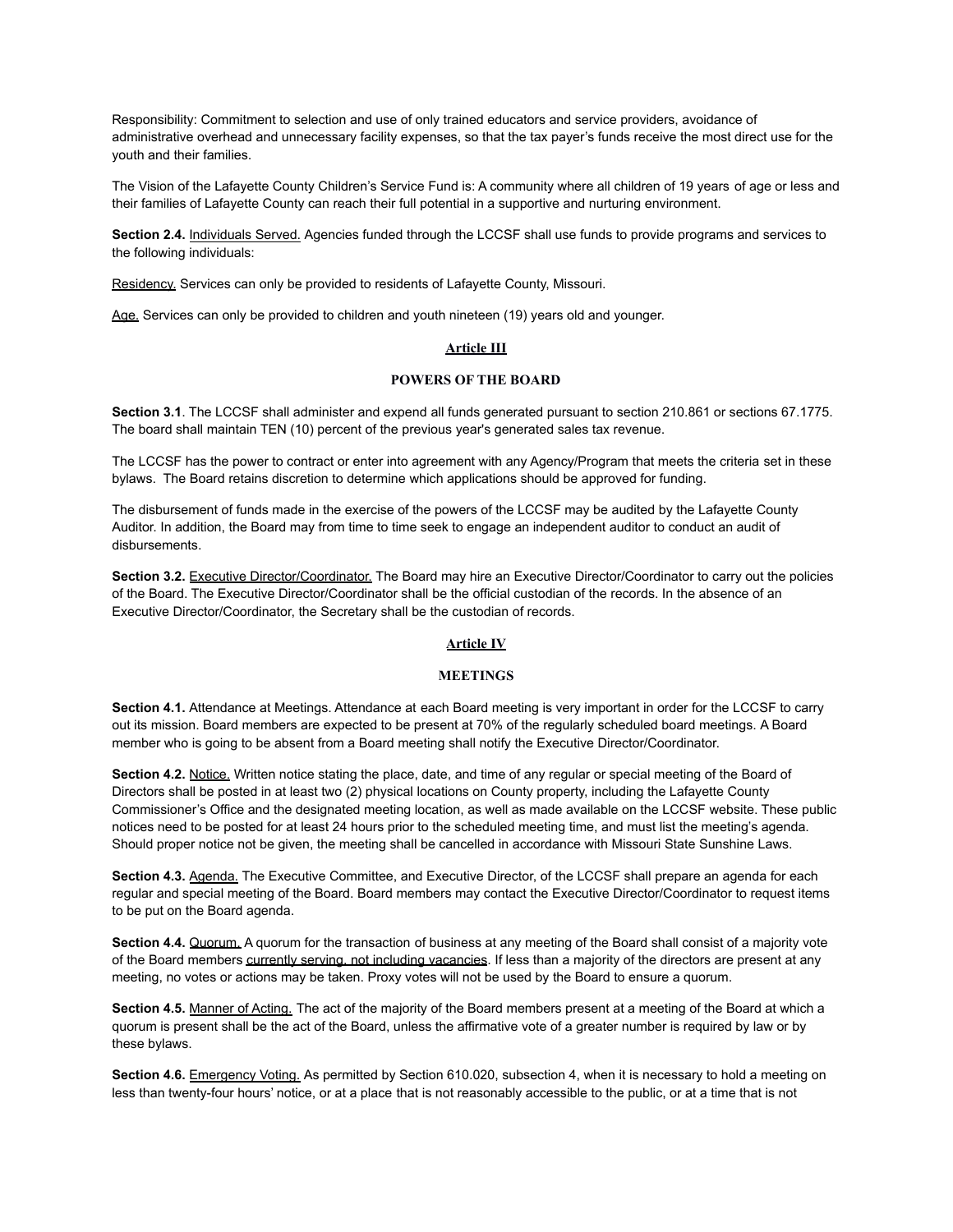Responsibility: Commitment to selection and use of only trained educators and service providers, avoidance of administrative overhead and unnecessary facility expenses, so that the tax payer's funds receive the most direct use for the youth and their families.

The Vision of the Lafayette County Children's Service Fund is: A community where all children of 19 years of age or less and their families of Lafayette County can reach their full potential in a supportive and nurturing environment.

**Section 2.4.** Individuals Served. Agencies funded through the LCCSF shall use funds to provide programs and services to the following individuals:

Residency. Services can only be provided to residents of Lafayette County, Missouri.

Age. Services can only be provided to children and youth nineteen (19) years old and younger.

## Article III

### POWERS OF THE BOARD

**Section 3.1**. The LCCSF shall administer and expend all funds generated pursuant to section 210.861 or sections 67.1775. The board shall maintain TEN (10) percent of the previous year's generated sales tax revenue.

The LCCSF has the power to contract or enter into agreement with any Agency/Program that meets the criteria set in these bylaws. The Board retains discretion to determine which applications should be approved for funding.

The disbursement of funds made in the exercise of the powers of the LCCSF may be audited by the Lafayette County Auditor. In addition, the Board may from time to time seek to engage an independent auditor to conduct an audit of disbursements.

**Section 3.2.** Executive Director/Coordinator. The Board may hire an Executive Director/Coordinator to carry out the policies of the Board. The Executive Director/Coordinator shall be the official custodian of the records. In the absence of an Executive Director/Coordinator, the Secretary shall be the custodian of records.

## Article IV

### MEETINGS

**Section 4.1.** Attendance at Meetings. Attendance at each Board meeting is very important in order for the LCCSF to carry out its mission. Board members are expected to be present at 70% of the regularly scheduled board meetings. A Board member who is going to be absent from a Board meeting shall notify the Executive Director/Coordinator.

**Section 4.2.** Notice. Written notice stating the place, date, and time of any regular or special meeting of the Board of Directors shall be posted in at least two (2) physical locations on County property, including the Lafayette County Commissioner's Office and the designated meeting location, as well as made available on the LCCSF website. These public notices need to be posted for at least 24 hours prior to the scheduled meeting time, and must list the meeting's agenda. Should proper notice not be given, the meeting shall be cancelled in accordance with Missouri State Sunshine Laws.

**Section 4.3.** Agenda. The Executive Committee, and Executive Director, of the LCCSF shall prepare an agenda for each regular and special meeting of the Board. Board members may contact the Executive Director/Coordinator to request items to be put on the Board agenda.

**Section 4.4.** Quorum. A quorum for the transaction of business at any meeting of the Board shall consist of a majority vote of the Board members currently serving, not including vacancies. If less than a majority of the directors are present at any meeting, no votes or actions may be taken. Proxy votes will not be used by the Board to ensure a quorum.

**Section 4.5.** Manner of Acting. The act of the majority of the Board members present at a meeting of the Board at which a quorum is present shall be the act of the Board, unless the affirmative vote of a greater number is required by law or by these bylaws.

**Section 4.6.** Emergency Voting. As permitted by Section 610.020, subsection 4, when it is necessary to hold a meeting on less than twenty-four hours' notice, or at a place that is not reasonably accessible to the public, or at a time that is not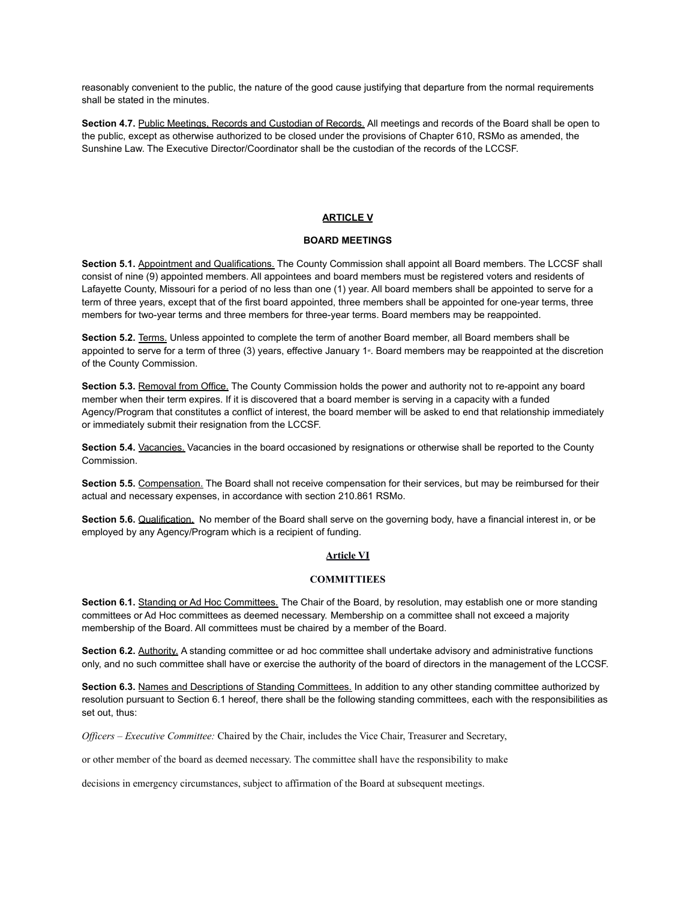reasonably convenient to the public, the nature of the good cause justifying that departure from the normal requirements shall be stated in the minutes.

**Section 4.7.** Public Meetings, Records and Custodian of Records. All meetings and records of the Board shall be open to the public, except as otherwise authorized to be closed under the provisions of Chapter 610, RSMo as amended, the Sunshine Law. The Executive Director/Coordinator shall be the custodian of the records of the LCCSF.

## ARTICLE V

### BOARD MEETINGS

**Section 5.1.** Appointment and Qualifications. The County Commission shall appoint all Board members. The LCCSF shall consist of nine (9) appointed members. All appointees and board members must be registered voters and residents of Lafayette County, Missouri for a period of no less than one (1) year. All board members shall be appointed to serve for a term of three years, except that of the first board appointed, three members shall be appointed for one-year terms, three members for two-year terms and three members for three-year terms. Board members may be reappointed.

**Section 5.2.** Terms. Unless appointed to complete the term of another Board member, all Board members shall be appointed to serve for a term of three (3) years, effective January 1st. Board members may be reappointed at the discretion of the County Commission.

**Section 5.3.** Removal from Office. The County Commission holds the power and authority not to re-appoint any board member when their term expires. If it is discovered that a board member is serving in a capacity with a funded Agency/Program that constitutes a conflict of interest, the board member will be asked to end that relationship immediately or immediately submit their resignation from the LCCSF.

**Section 5.4.** Vacancies. Vacancies in the board occasioned by resignations or otherwise shall be reported to the County Commission.

**Section 5.5.** Compensation. The Board shall not receive compensation for their services, but may be reimbursed for their actual and necessary expenses, in accordance with section 210.861 RSMo.

**Section 5.6.** Qualification. No member of the Board shall serve on the governing body, have a financial interest in, or be employed by any Agency/Program which is a recipient of funding.

## Article VI

### COMMITTIEES

**Section 6.1.** Standing or Ad Hoc Committees. The Chair of the Board, by resolution, may establish one or more standing committees or Ad Hoc committees as deemed necessary. Membership on a committee shall not exceed a majority membership of the Board. All committees must be chaired by a member of the Board.

**Section 6.2.** Authority. A standing committee or ad hoc committee shall undertake advisory and administrative functions only, and no such committee shall have or exercise the authority of the board of directors in the management of the LCCSF.

**Section 6.3.** Names and Descriptions of Standing Committees. In addition to any other standing committee authorized by resolution pursuant to Section 6.1 hereof, there shall be the following standing committees, each with the responsibilities as set out, thus:

*Officers – Executive Committee:* Chaired by the Chair, includes the Vice Chair, Treasurer and Secretary, or other member of the board as deemed necessary. The committee shall have the responsibility to make decisions in emergency circumstances, subject to affirmation of the Board at subsequent meetings.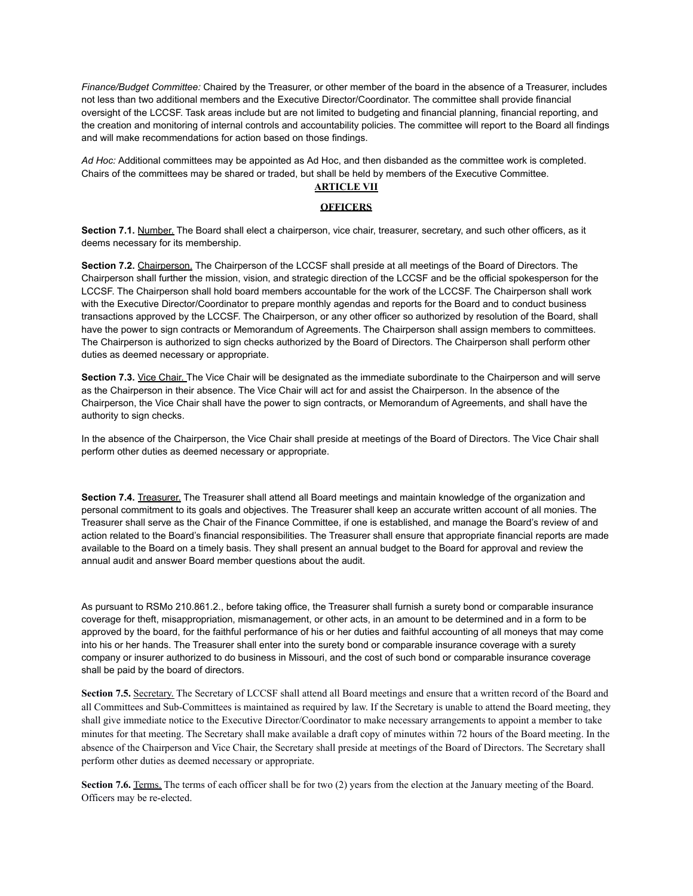*Finance/Budget Committee:* Chaired by the Treasurer, or other member of the board in the absence of a Treasurer, includes not less than two additional members and the Executive Director/Coordinator. The committee shall provide financial oversight of the LCCSF. Task areas include but are not limited to budgeting and financial planning, financial reporting, and the creation and monitoring of internal controls and accountability policies. The committee will report to the Board all findings and will make recommendations for action based on those findings.

*Ad Hoc:* Additional committees may be appointed as Ad Hoc, and then disbanded as the committee work is completed. Chairs of the committees may be shared or traded, but shall be held by members of the Executive Committee.

## ARTICLE VII

## OFFICERS

**Section 7.1.** Number. The Board shall elect a chairperson, vice chair, treasurer, secretary, and such other officers, as it deems necessary for its membership.

**Section 7.2.** Chairperson. The Chairperson of the LCCSF shall preside at all meetings of the Board of Directors. The Chairperson shall further the mission, vision, and strategic direction of the LCCSF and be the official spokesperson for the LCCSF. The Chairperson shall hold board members accountable for the work of the LCCSF. The Chairperson shall work with the Executive Director/Coordinator to prepare monthly agendas and reports for the Board and to conduct business transactions approved by the LCCSF. The Chairperson, or any other officer so authorized by resolution of the Board, shall have the power to sign contracts or Memorandum of Agreements. The Chairperson shall assign members to committees. The Chairperson is authorized to sign checks authorized by the Board of Directors. The Chairperson shall perform other duties as deemed necessary or appropriate.

**Section 7.3.** Vice Chair. The Vice Chair will be designated as the immediate subordinate to the Chairperson and will serve as the Chairperson in their absence. The Vice Chair will act for and assist the Chairperson. In the absence of the Chairperson, the Vice Chair shall have the power to sign contracts, or Memorandum of Agreements, and shall have the authority to sign checks.

In the absence of the Chairperson, the Vice Chair shall preside at meetings of the Board of Directors. The Vice Chair shall perform other duties as deemed necessary or appropriate.

**Section 7.4.** Treasurer. The Treasurer shall attend all Board meetings and maintain knowledge of the organization and personal commitment to its goals and objectives. The Treasurer shall keep an accurate written account of all monies. The Treasurer shall serve as the Chair of the Finance Committee, if one is established, and manage the Board's review of and action related to the Board's financial responsibilities. The Treasurer shall ensure that appropriate financial reports are made available to the Board on a timely basis. They shall present an annual budget to the Board for approval and review the annual audit and answer Board member questions about the audit.

As pursuant to RSMo 210.861.2., before taking office, the Treasurer shall furnish a surety bond or comparable insurance coverage for theft, misappropriation, mismanagement, or other acts, in an amount to be determined and in a form to be approved by the board, for the faithful performance of his or her duties and faithful accounting of all moneys that may come into his or her hands. The Treasurer shall enter into the surety bond or comparable insurance coverage with a surety company or insurer authorized to do business in Missouri, and the cost of such bond or comparable insurance coverage shall be paid by the board of directors.

**Section 7.5.** Secretary. The Secretary of LCCSF shall attend all Board meetings and ensure that a written record of the Board and all Committees and Sub-Committees is maintained as required by law. If the Secretary is unable to attend the Board meeting, they shall give immediate notice to the Executive Director/Coordinator to make necessary arrangements to appoint a member to take minutes for that meeting. The Secretary shall make available a draft copy of minutes within 72 hours of the Board meeting. In the absence of the Chairperson and Vice Chair, the Secretary shall preside at meetings of the Board of Directors. The Secretary shall perform other duties as deemed necessary or appropriate.

**Section 7.6.** Terms. The terms of each officer shall be for two (2) years from the election at the January meeting of the Board. Officers may be re-elected.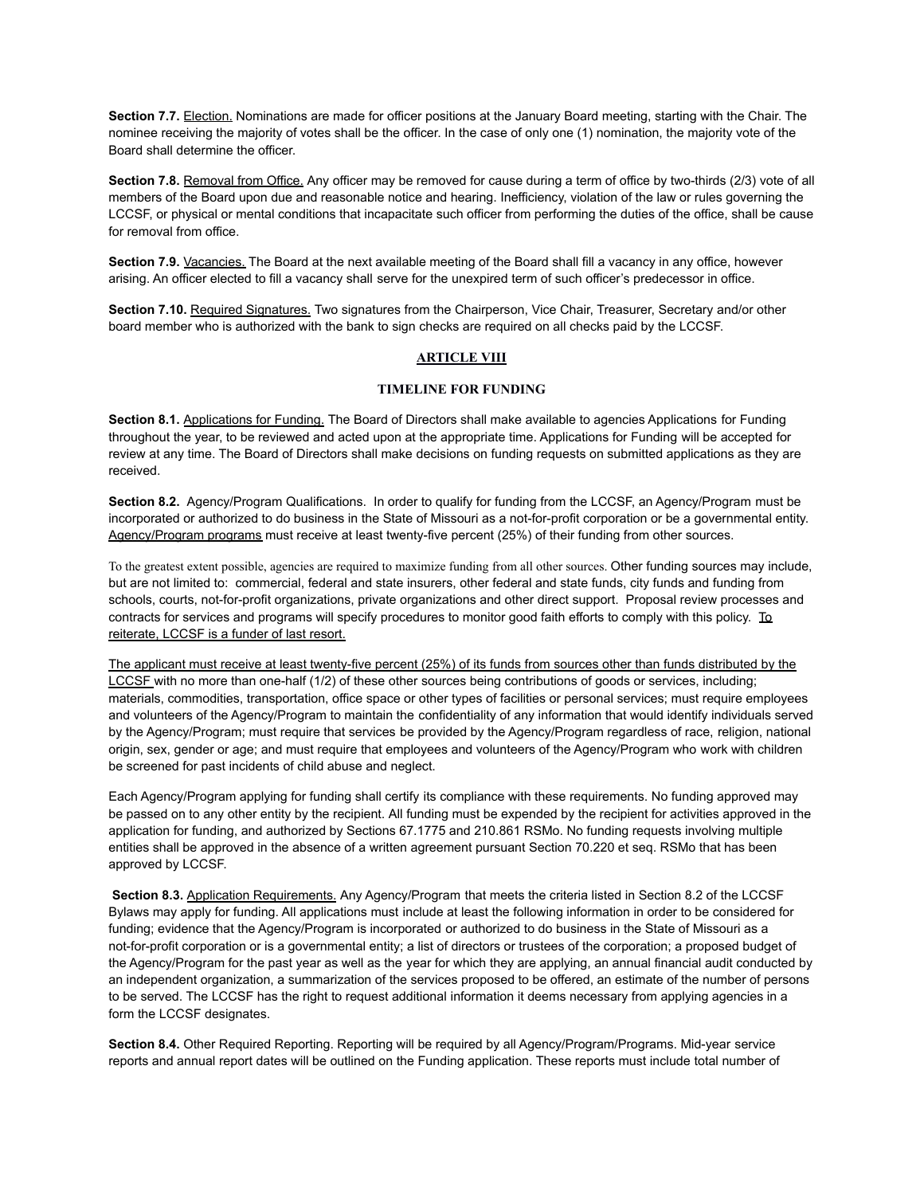**Section 7.7.** Election. Nominations are made for officer positions at the January Board meeting, starting with the Chair. The nominee receiving the majority of votes shall be the officer. In the case of only one (1) nomination, the majority vote of the Board shall determine the officer.

**Section 7.8.** Removal from Office. Any officer may be removed for cause during a term of office by two-thirds (2/3) vote of all members of the Board upon due and reasonable notice and hearing. Inefficiency, violation of the law or rules governing the LCCSF, or physical or mental conditions that incapacitate such officer from performing the duties of the office, shall be cause for removal from office.

**Section 7.9.** Vacancies. The Board at the next available meeting of the Board shall fill a vacancy in any office, however arising. An officer elected to fill a vacancy shall serve for the unexpired term of such officer's predecessor in office.

**Section 7.10.** Required Signatures. Two signatures from the Chairperson, Vice Chair, Treasurer, Secretary and/or other board member who is authorized with the bank to sign checks are required on all checks paid by the LCCSF.

## ARTICLE VIII

### TIMELINE FOR FUNDING

**Section 8.1.** Applications for Funding. The Board of Directors shall make available to agencies Applications for Funding throughout the year, to be reviewed and acted upon at the appropriate time. Applications for Funding will be accepted for review at any time. The Board of Directors shall make decisions on funding requests on submitted applications as they are received.

**Section 8.2.** Agency/Program Qualifications. In order to qualify for funding from the LCCSF, an Agency/Program must be incorporated or authorized to do business in the State of Missouri as a not-for-profit corporation or be a governmental entity. Agency/Program programs must receive at least twenty-five percent (25%) of their funding from other sources.

To the greatest extent possible, agencies are required to maximize funding from all other sources. Other funding sources may include, but are not limited to: commercial, federal and state insurers, other federal and state funds, city funds and funding from schools, courts, not-for-profit organizations, private organizations and other direct support. Proposal review processes and contracts for services and programs will specify procedures to monitor good faith efforts to comply with this policy. To reiterate, LCCSF is a funder of last resort.

The applicant must receive at least twenty-five percent (25%) of its funds from sources other than funds distributed by the LCCSF with no more than one-half (1/2) of these other sources being contributions of goods or services, including; materials, commodities, transportation, office space or other types of facilities or personal services; must require employees and volunteers of the Agency/Program to maintain the confidentiality of any information that would identify individuals served by the Agency/Program; must require that services be provided by the Agency/Program regardless of race, religion, national origin, sex, gender or age; and must require that employees and volunteers of the Agency/Program who work with children be screened for past incidents of child abuse and neglect.

Each Agency/Program applying for funding shall certify its compliance with these requirements. No funding approved may be passed on to any other entity by the recipient. All funding must be expended by the recipient for activities approved in the application for funding, and authorized by Sections 67.1775 and 210.861 RSMo. No funding requests involving multiple entities shall be approved in the absence of a written agreement pursuant Section 70.220 et seq. RSMo that has been approved by LCCSF.

**Section 8.3.** Application Requirements. Any Agency/Program that meets the criteria listed in Section 8.2 of the LCCSF Bylaws may apply for funding. All applications must include at least the following information in order to be considered for funding; evidence that the Agency/Program is incorporated or authorized to do business in the State of Missouri as a not-for-profit corporation or is a governmental entity; a list of directors or trustees of the corporation; a proposed budget of the Agency/Program for the past year as well as the year for which they are applying, an annual financial audit conducted by an independent organization, a summarization of the services proposed to be offered, an estimate of the number of persons to be served. The LCCSF has the right to request additional information it deems necessary from applying agencies in a form the LCCSF designates.

**Section 8.4.** Other Required Reporting. Reporting will be required by all Agency/Program/Programs. Mid-year service reports and annual report dates will be outlined on the Funding application. These reports must include total number of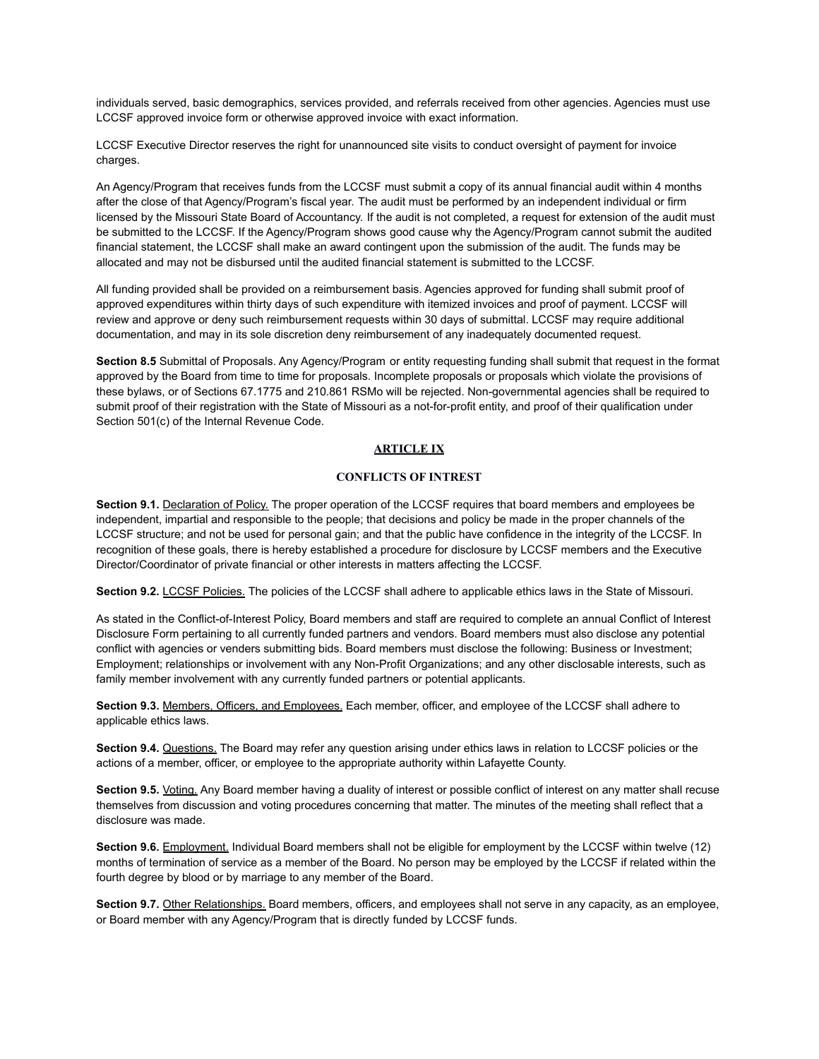individuals served, basic demographics, services provided, and referrals received from other agencies. Agencies must use LCCSF approved invoice form or otherwise approved invoice with exact information.

LCCSF Executive Director reserves the right for unannounced site visits to conduct oversight of payment for invoice charges.

An Agency/Program that receives funds from the LCCSF must submit a copy of its annual financial audit within 4 months after the close of that Agency/Program's fiscal year. The audit must be performed by an independent individual or firm licensed by the Missouri State Board of Accountancy. If the audit is not completed, a request for extension of the audit must be submitted to the LCCSF. If the Agency/Program shows good cause why the Agency/Program cannot submit the audited financial statement, the LCCSF shall make an award contingent upon the submission of the audit. The funds may be allocated and may not be disbursed until the audited financial statement is submitted to the LCCSF.

All funding provided shall be provided on a reimbursement basis. Agencies approved for funding shall submit proof of approved expenditures within thirty days of such expenditure with itemized invoices and proof of payment. LCCSF will review and approve or deny such reimbursement requests within 30 days of submittal. LCCSF may require additional documentation, and may in its sole discretion deny reimbursement of any inadequately documented request.

**Section 8.5** Submittal of Proposals. Any Agency/Program or entity requesting funding shall submit that request in the format approved by the Board from time to time for proposals. Incomplete proposals or proposals which violate the provisions of these bylaws, or of Sections 67.1775 and 210.861 RSMo will be rejected. Non-governmental agencies shall be required to submit proof of their registration with the State of Missouri as a not-for-profit entity, and proof of their qualification under Section 501(c) of the Internal Revenue Code.

## ARTICLE IX

## CONFLICTS OF INTREST

**Section 9.1.** Declaration of Policy. The proper operation of the LCCSF requires that board members and employees be independent, impartial and responsible to the people; that decisions and policy be made in the proper channels of the LCCSF structure; and not be used for personal gain; and that the public have confidence in the integrity of the LCCSF. In recognition of these goals, there is hereby established a procedure for disclosure by LCCSF members and the Executive Director/Coordinator of private financial or other interests in matters affecting the LCCSF.

**Section 9.2.** LCCSF Policies. The policies of the LCCSF shall adhere to applicable ethics laws in the State of Missouri.

As stated in the Conflict-of-Interest Policy, Board members and staff are required to complete an annual Conflict of Interest Disclosure Form pertaining to all currently funded partners and vendors. Board members must also disclose any potential conflict with agencies or venders submitting bids. Board members must disclose the following: Business or Investment; Employment; relationships or involvement with any Non-Profit Organizations; and any other disclosable interests, such as family member involvement with any currently funded partners or potential applicants.

**Section 9.3.** Members, Officers, and Employees. Each member, officer, and employee of the LCCSF shall adhere to applicable ethics laws.

**Section 9.4.** Questions. The Board may refer any question arising under ethics laws in relation to LCCSF policies or the actions of a member, officer, or employee to the appropriate authority within Lafayette County.

**Section 9.5.** Voting. Any Board member having a duality of interest or possible conflict of interest on any matter shall recuse themselves from discussion and voting procedures concerning that matter. The minutes of the meeting shall reflect that a disclosure was made.

**Section 9.6.** Employment. Individual Board members shall not be eligible for employment by the LCCSF within twelve (12) months of termination of service as a member of the Board. No person may be employed by the LCCSF if related within the fourth degree by blood or by marriage to any member of the Board.

**Section 9.7.** Other Relationships. Board members, officers, and employees shall not serve in any capacity, as an employee, or Board member with any Agency/Program that is directly funded by LCCSF funds.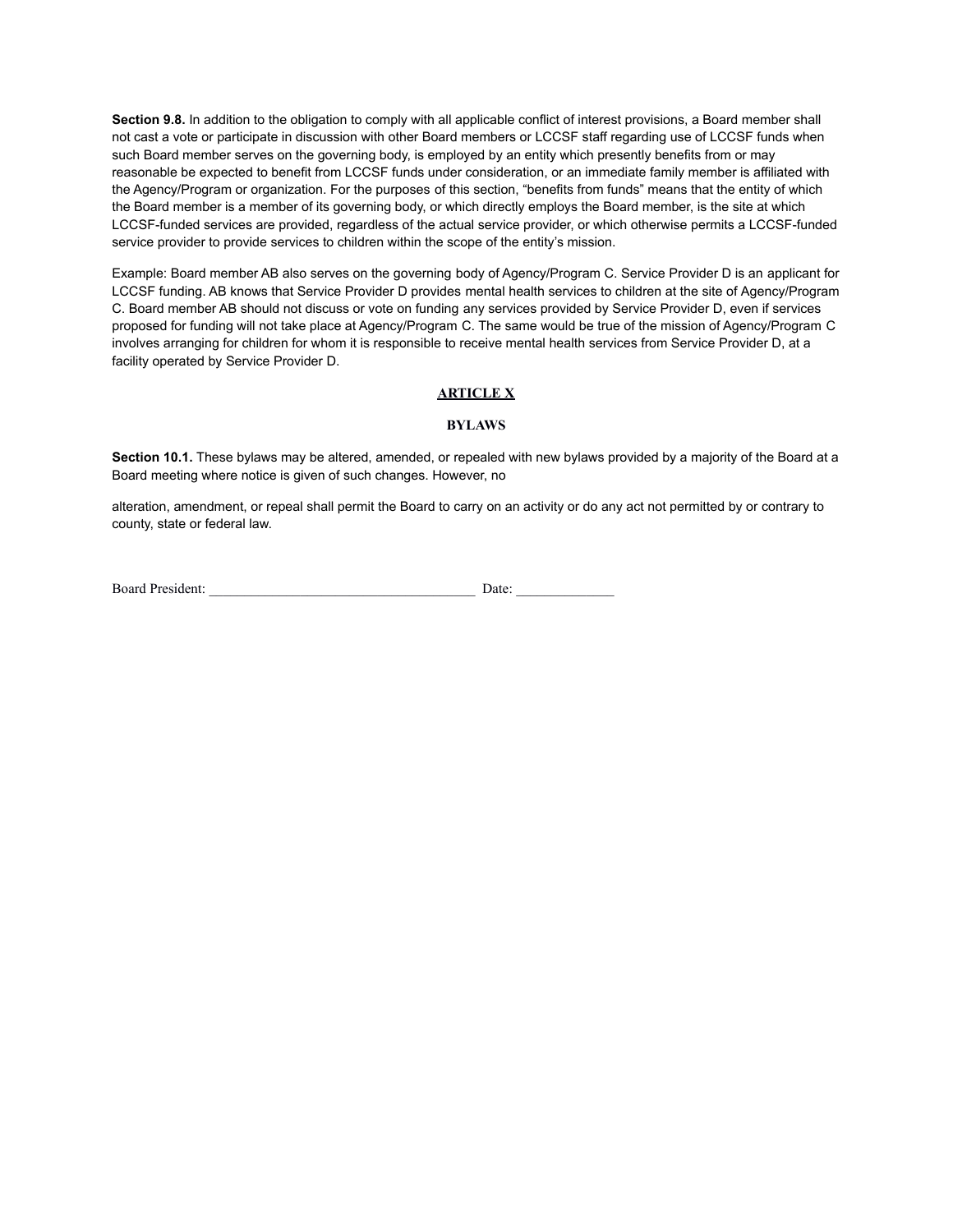**Section 9.8.** In addition to the obligation to comply with all applicable conflict of interest provisions, a Board member shall not cast a vote or participate in discussion with other Board members or LCCSF staff regarding use of LCCSF funds when such Board member serves on the governing body, is employed by an entity which presently benefits from or may reasonable be expected to benefit from LCCSF funds under consideration, or an immediate family member is affiliated with the Agency/Program or organization. For the purposes of this section, "benefits from funds" means that the entity of which the Board member is a member of its governing body, or which directly employs the Board member, is the site at which LCCSF-funded services are provided, regardless of the actual service provider, or which otherwise permits a LCCSF-funded service provider to provide services to children within the scope of the entity's mission.

Example: Board member AB also serves on the governing body of Agency/Program C. Service Provider D is an applicant for LCCSF funding. AB knows that Service Provider D provides mental health services to children at the site of Agency/Program C. Board member AB should not discuss or vote on funding any services provided by Service Provider D, even if services proposed for funding will not take place at Agency/Program C. The same would be true of the mission of Agency/Program C involves arranging for children for whom it is responsible to receive mental health services from Service Provider D, at a facility operated by Service Provider D.

## ARTICLE X

## BYLAWS

**Section 10.1.** These bylaws may be altered, amended, or repealed with new bylaws provided by a majority of the Board at a Board meeting where notice is given of such changes. However, no

alteration, amendment, or repeal shall permit the Board to carry on an activity or do any act not permitted by or contrary to county, state or federal law.

Board President: _____________________________________ Date: ______________